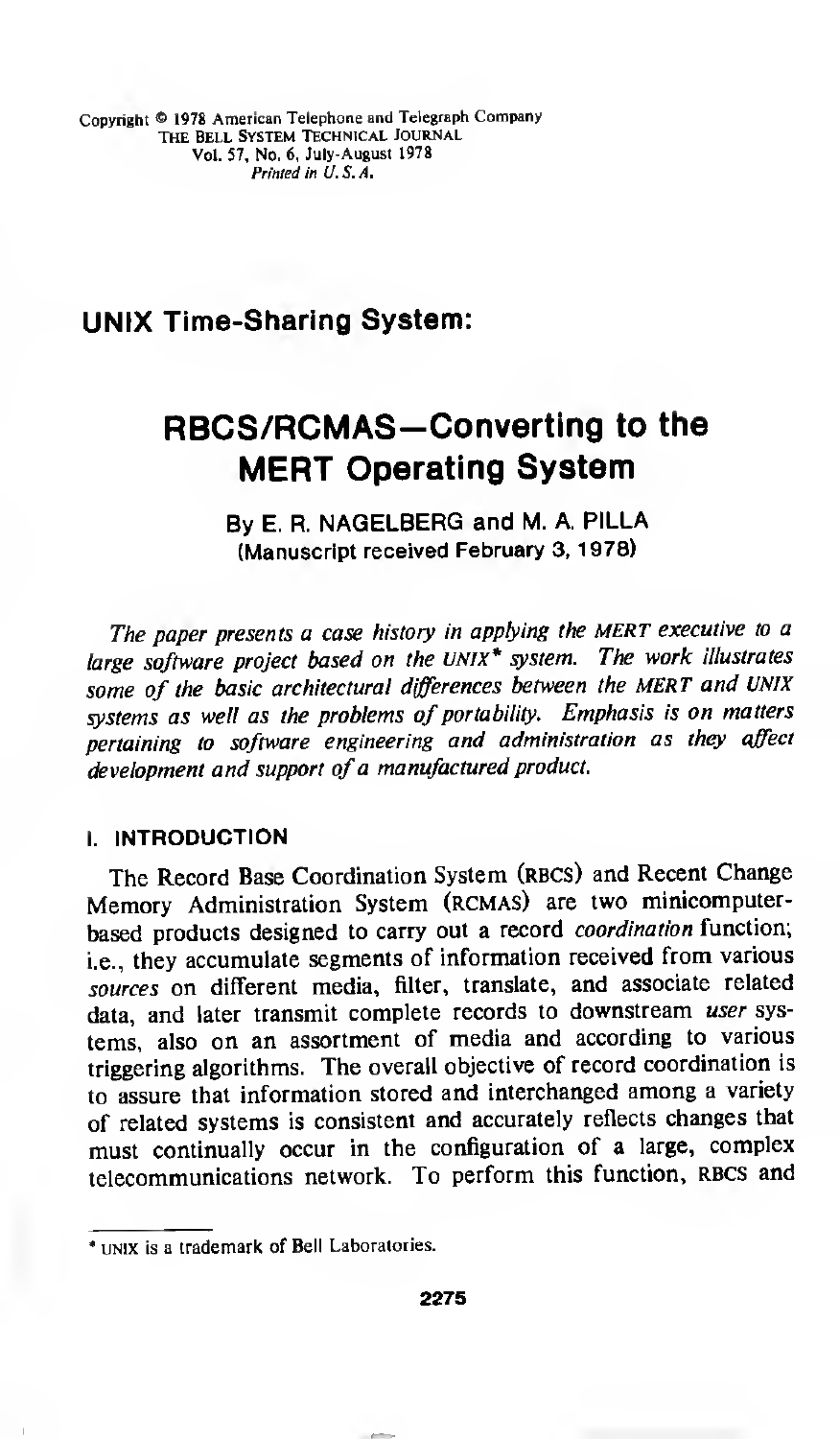Copyright © 1978 American Telephone and Telegraph Company
THE BELL SYSTEM TECHNICAL JOURNAL
Vol. 57, No. 6, July-August 1978
*Printed in U.S.A.*

**UNIX Time-Sharing System:**

# RBCS/RCMAS—Converting to the MERT Operating System

**By E. R. NAGELBERG and M. A. PILLA**
**(Manuscript received February 3, 1978)**

*The paper presents a case history in applying the MERT executive to a large software project based on the UNIX\* system. The work illustrates some of the basic architectural differences between the MERT and UNIX systems as well as the problems of portability. Emphasis is on matters pertaining to software engineering and administration as they affect development and support of a manufactured product.*

## I. INTRODUCTION

The Record Base Coordination System (RBCS) and Recent Change Memory Administration System (RCMAS) are two minicomputer-based products designed to carry out a record *coordination* function; i.e., they accumulate segments of information received from various *sources* on different media, filter, translate, and associate related data, and later transmit complete records to downstream *user* systems, also on an assortment of media and according to various triggering algorithms. The overall objective of record coordination is to assure that information stored and interchanged among a variety of related systems is consistent and accurately reflects changes that must continually occur in the configuration of a large, complex telecommunications network. To perform this function, RBCS and

\* UNIX is a trademark of Bell Laboratories.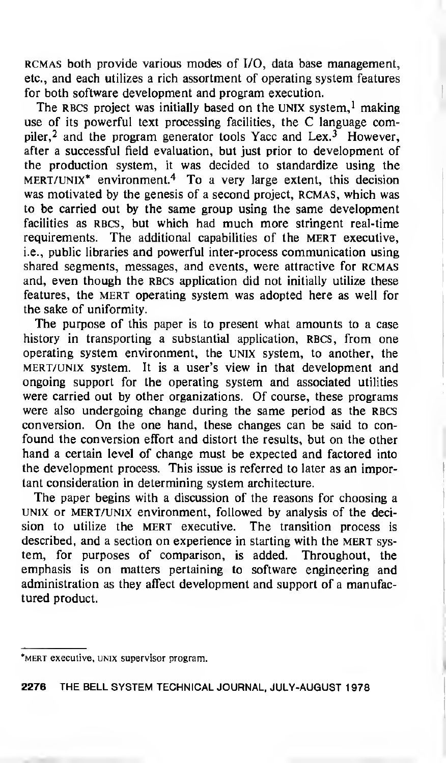RCMAS both provide various modes of I/O, data base management, etc., and each utilizes a rich assortment of operating system features for both software development and program execution.

The RBCS project was initially based on the UNIX system,[1] making use of its powerful text processing facilities, the C language compiler,[2] and the program generator tools Yacc and Lex.[3] However, after a successful field evaluation, but just prior to development of the production system, it was decided to standardize using the MERT/UNIX* environment.[4] To a very large extent, this decision was motivated by the genesis of a second project, RCMAS, which was to be carried out by the same group using the same development facilities as RBCS, but which had much more stringent real-time requirements. The additional capabilities of the MERT executive, i.e., public libraries and powerful inter-process communication using shared segments, messages, and events, were attractive for RCMAS and, even though the RBCS application did not initially utilize these features, the MERT operating system was adopted here as well for the sake of uniformity.

The purpose of this paper is to present what amounts to a case history in transporting a substantial application, RBCS, from one operating system environment, the UNIX system, to another, the MERT/UNIX system. It is a user's view in that development and ongoing support for the operating system and associated utilities were carried out by other organizations. Of course, these programs were also undergoing change during the same period as the RBCS conversion. On the one hand, these changes can be said to confound the conversion effort and distort the results, but on the other hand a certain level of change must be expected and factored into the development process. This issue is referred to later as an important consideration in determining system architecture.

The paper begins with a discussion of the reasons for choosing a UNIX or MERT/UNIX environment, followed by analysis of the decision to utilize the MERT executive. The transition process is described, and a section on experience in starting with the MERT system, for purposes of comparison, is added. Throughout, the emphasis is on matters pertaining to software engineering and administration as they affect development and support of a manufactured product.

---

*MERT executive, UNIX supervisor program.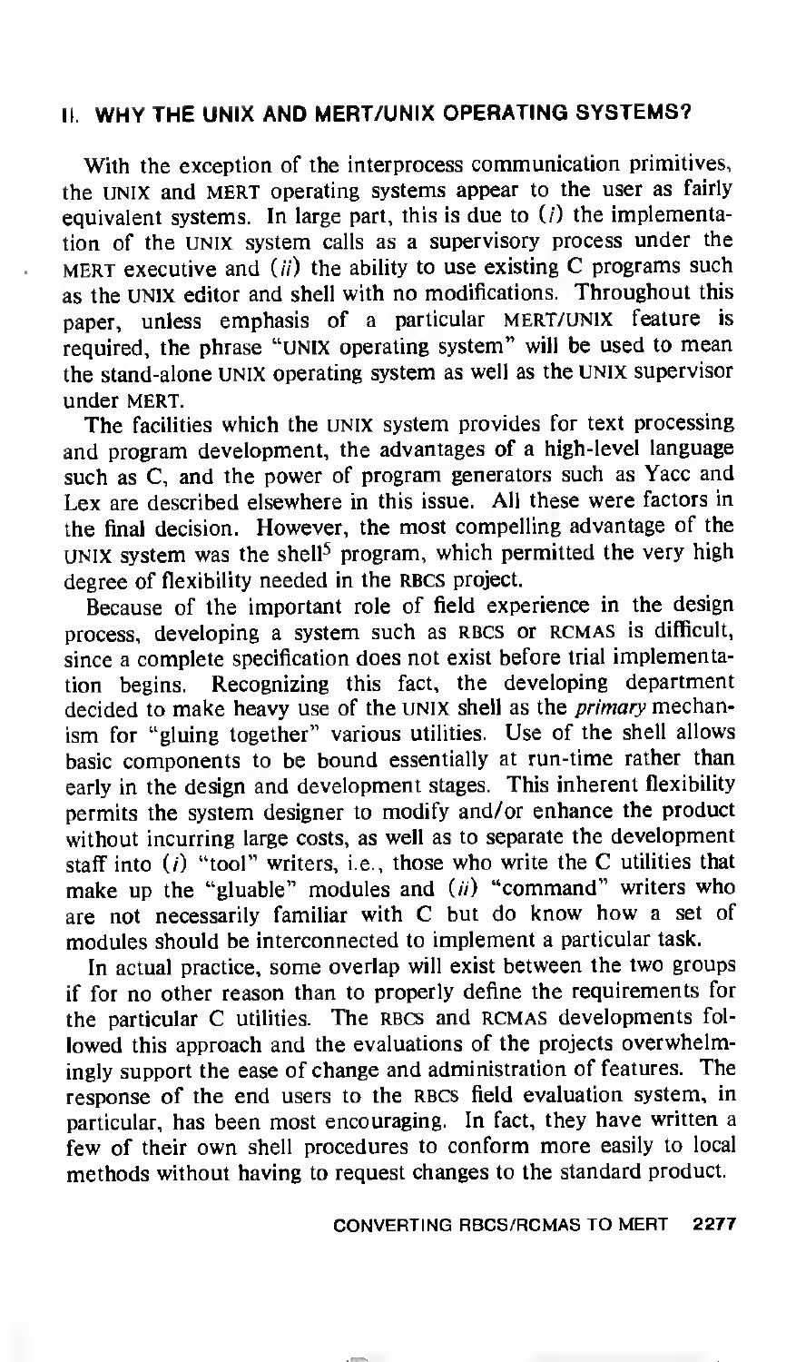## II. WHY THE UNIX AND MERT/UNIX OPERATING SYSTEMS?

With the exception of the interprocess communication primitives, the UNIX and MERT operating systems appear to the user as fairly equivalent systems. In large part, this is due to (*i*) the implementation of the UNIX system calls as a supervisory process under the MERT executive and (*ii*) the ability to use existing C programs such as the UNIX editor and shell with no modifications. Throughout this paper, unless emphasis of a particular MERT/UNIX feature is required, the phrase "UNIX operating system" will be used to mean the stand-alone UNIX operating system as well as the UNIX supervisor under MERT.

The facilities which the UNIX system provides for text processing and program development, the advantages of a high-level language such as C, and the power of program generators such as Yacc and Lex are described elsewhere in this issue. All these were factors in the final decision. However, the most compelling advantage of the UNIX system was the shell[5] program, which permitted the very high degree of flexibility needed in the RBCS project.

Because of the important role of field experience in the design process, developing a system such as RBCS or RCMAS is difficult, since a complete specification does not exist before trial implementation begins. Recognizing this fact, the developing department decided to make heavy use of the UNIX shell as the *primary* mechanism for "gluing together" various utilities. Use of the shell allows basic components to be bound essentially at run-time rather than early in the design and development stages. This inherent flexibility permits the system designer to modify and/or enhance the product without incurring large costs, as well as to separate the development staff into (*i*) "tool" writers, i.e., those who write the C utilities that make up the "gluable" modules and (*ii*) "command" writers who are not necessarily familiar with C but do know how a set of modules should be interconnected to implement a particular task.

In actual practice, some overlap will exist between the two groups if for no other reason than to properly define the requirements for the particular C utilities. The RBCS and RCMAS developments followed this approach and the evaluations of the projects overwhelmingly support the ease of change and administration of features. The response of the end users to the RBCS field evaluation system, in particular, has been most encouraging. In fact, they have written a few of their own shell procedures to conform more easily to local methods without having to request changes to the standard product.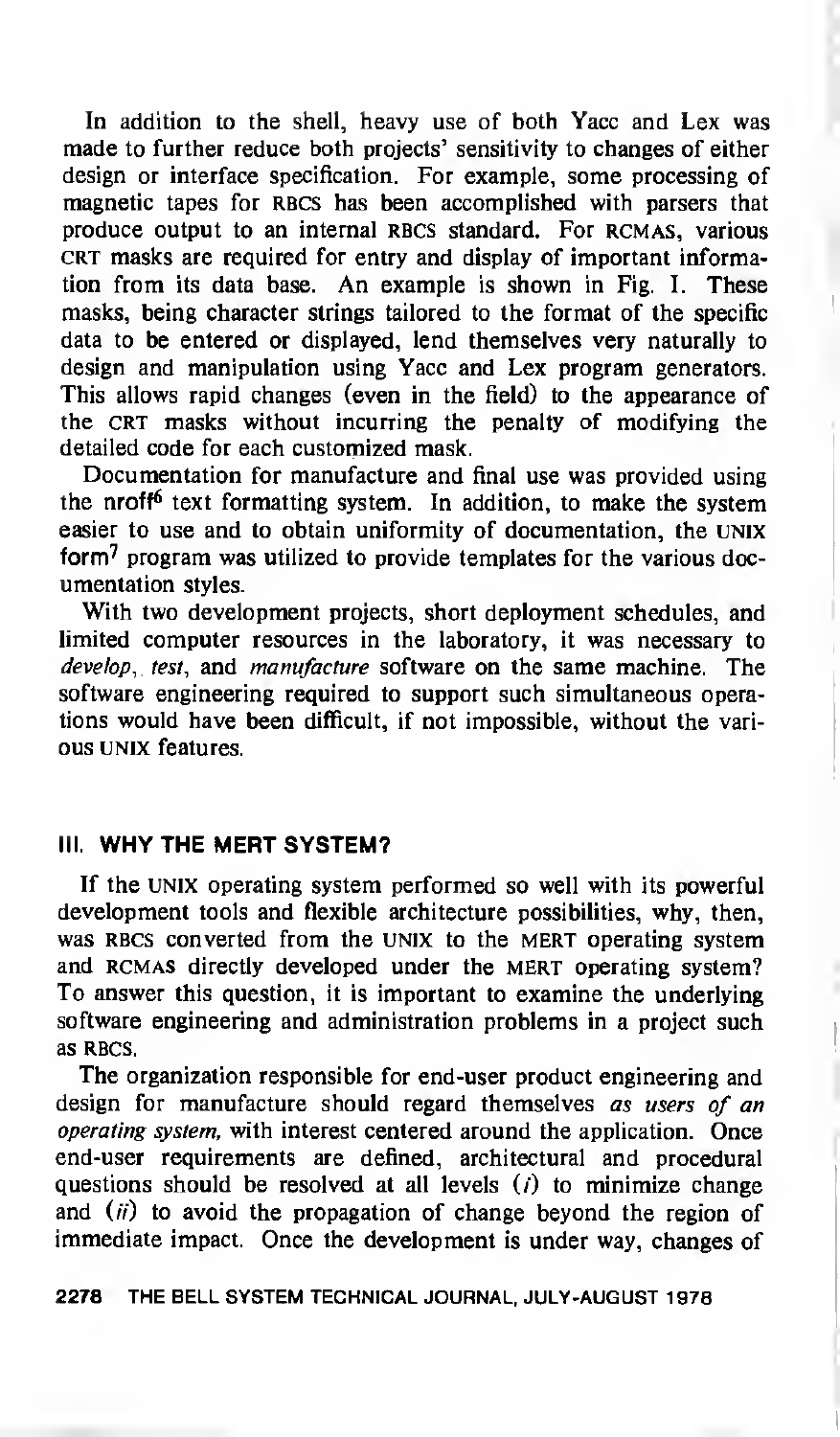In addition to the shell, heavy use of both Yacc and Lex was made to further reduce both projects' sensitivity to changes of either design or interface specification. For example, some processing of magnetic tapes for RBCS has been accomplished with parsers that produce output to an internal RBCS standard. For RCMAS, various CRT masks are required for entry and display of important information from its data base. An example is shown in Fig. 1. These masks, being character strings tailored to the format of the specific data to be entered or displayed, lend themselves very naturally to design and manipulation using Yacc and Lex program generators. This allows rapid changes (even in the field) to the appearance of the CRT masks without incurring the penalty of modifying the detailed code for each customized mask.

Documentation for manufacture and final use was provided using the nroff[6] text formatting system. In addition, to make the system easier to use and to obtain uniformity of documentation, the UNIX form[7] program was utilized to provide templates for the various documentation styles.

With two development projects, short deployment schedules, and limited computer resources in the laboratory, it was necessary to *develop*, *test*, and *manufacture* software on the same machine. The software engineering required to support such simultaneous operations would have been difficult, if not impossible, without the various UNIX features.

## III. WHY THE MERT SYSTEM?

If the UNIX operating system performed so well with its powerful development tools and flexible architecture possibilities, why, then, was RBCS converted from the UNIX to the MERT operating system and RCMAS directly developed under the MERT operating system? To answer this question, it is important to examine the underlying software engineering and administration problems in a project such as RBCS.

The organization responsible for end-user product engineering and design for manufacture should regard themselves *as users of an operating system,* with interest centered around the application. Once end-user requirements are defined, architectural and procedural questions should be resolved at all levels (*i*) to minimize change and (*ii*) to avoid the propagation of change beyond the region of immediate impact. Once the development is under way, changes of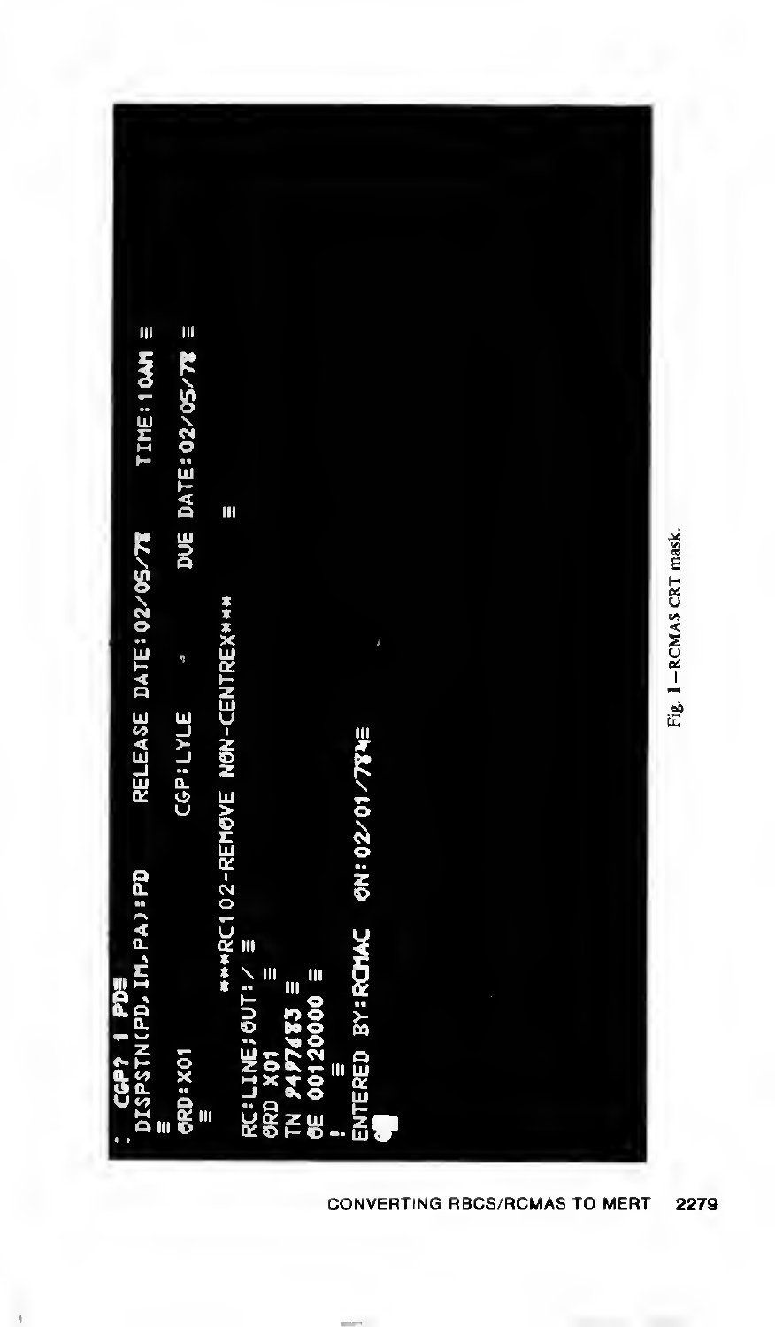```
CGP? 1 PD≡
DISPSTN(PD,IM,PA):PD        RELEASE DATE:02/05/78    TIME:10AM ≡
≡
ØRD:X01                     CGP:LYLE           DUE DATE:02/05/78 ≡
≡
          ***RC102-REMØVE NØN-CENTREX***                 ≡
RC:LINE;ØUT:/ ≡
ØRD X01     ≡
TN 9497683 ≡
ØE 00120000 ≡
! ≡
ENTERED BY:RCMAC   ØN:02/01/78≡
```

Fig. 1—RCMAS CRT mask.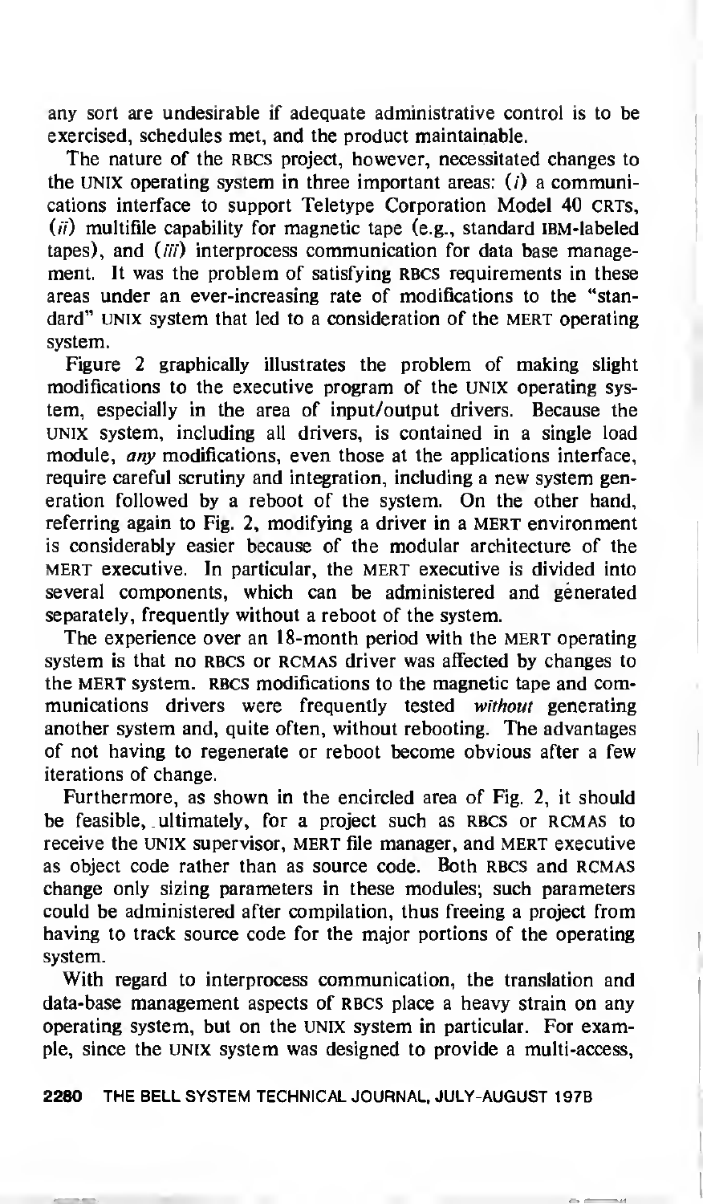any sort are undesirable if adequate administrative control is to be exercised, schedules met, and the product maintainable.

The nature of the RBCS project, however, necessitated changes to the UNIX operating system in three important areas: (*i*) a communications interface to support Teletype Corporation Model 40 CRTs, (*ii*) multifile capability for magnetic tape (e.g., standard IBM-labeled tapes), and (*iii*) interprocess communication for data base management. It was the problem of satisfying RBCS requirements in these areas under an ever-increasing rate of modifications to the "standard" UNIX system that led to a consideration of the MERT operating system.

Figure 2 graphically illustrates the problem of making slight modifications to the executive program of the UNIX operating system, especially in the area of input/output drivers. Because the UNIX system, including all drivers, is contained in a single load module, *any* modifications, even those at the applications interface, require careful scrutiny and integration, including a new system generation followed by a reboot of the system. On the other hand, referring again to Fig. 2, modifying a driver in a MERT environment is considerably easier because of the modular architecture of the MERT executive. In particular, the MERT executive is divided into several components, which can be administered and generated separately, frequently without a reboot of the system.

The experience over an 18-month period with the MERT operating system is that no RBCS or RCMAS driver was affected by changes to the MERT system. RBCS modifications to the magnetic tape and communications drivers were frequently tested *without* generating another system and, quite often, without rebooting. The advantages of not having to regenerate or reboot become obvious after a few iterations of change.

Furthermore, as shown in the encircled area of Fig. 2, it should be feasible, ultimately, for a project such as RBCS or RCMAS to receive the UNIX supervisor, MERT file manager, and MERT executive as object code rather than as source code. Both RBCS and RCMAS change only sizing parameters in these modules; such parameters could be administered after compilation, thus freeing a project from having to track source code for the major portions of the operating system.

With regard to interprocess communication, the translation and data-base management aspects of RBCS place a heavy strain on any operating system, but on the UNIX system in particular. For example, since the UNIX system was designed to provide a multi-access,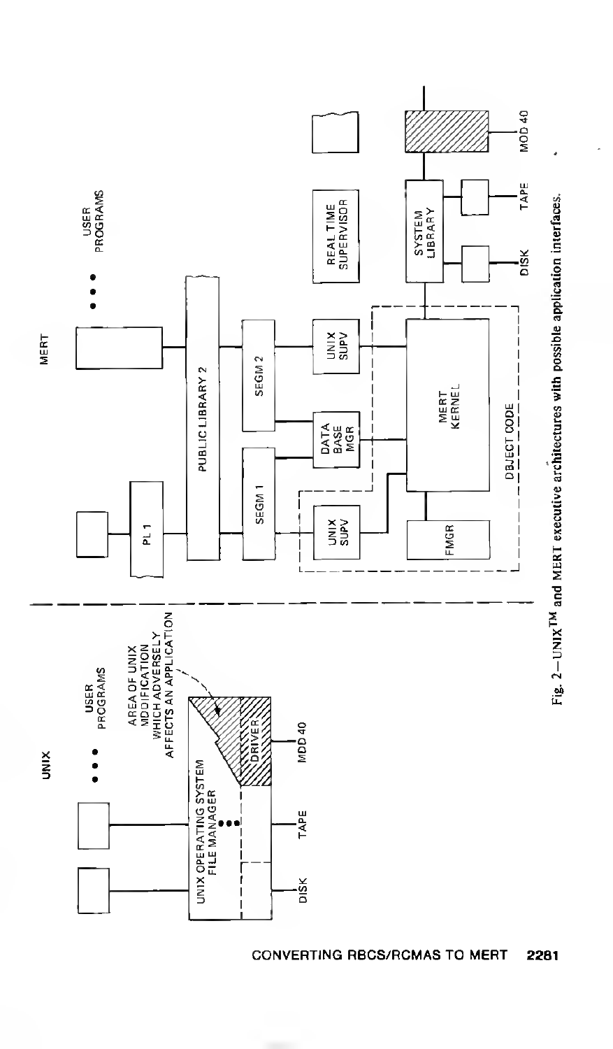Fig. 2—UNIX™ and MERT executive architectures with possible application interfaces.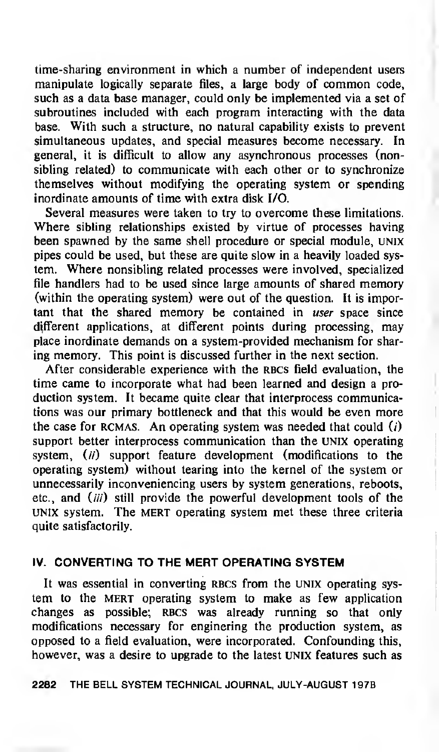time-sharing environment in which a number of independent users manipulate logically separate files, a large body of common code, such as a data base manager, could only be implemented via a set of subroutines included with each program interacting with the data base. With such a structure, no natural capability exists to prevent simultaneous updates, and special measures become necessary. In general, it is difficult to allow any asynchronous processes (non-sibling related) to communicate with each other or to synchronize themselves without modifying the operating system or spending inordinate amounts of time with extra disk I/O.

Several measures were taken to try to overcome these limitations. Where sibling relationships existed by virtue of processes having been spawned by the same shell procedure or special module, UNIX pipes could be used, but these are quite slow in a heavily loaded system. Where nonsibling related processes were involved, specialized file handlers had to be used since large amounts of shared memory (within the operating system) were out of the question. It is important that the shared memory be contained in *user* space since different applications, at different points during processing, may place inordinate demands on a system-provided mechanism for sharing memory. This point is discussed further in the next section.

After considerable experience with the RBCS field evaluation, the time came to incorporate what had been learned and design a production system. It became quite clear that interprocess communications was our primary bottleneck and that this would be even more the case for RCMAS. An operating system was needed that could (*i*) support better interprocess communication than the UNIX operating system, (*ii*) support feature development (modifications to the operating system) without tearing into the kernel of the system or unnecessarily inconveniencing users by system generations, reboots, etc., and (*iii*) still provide the powerful development tools of the UNIX system. The MERT operating system met these three criteria quite satisfactorily.

## IV. CONVERTING TO THE MERT OPERATING SYSTEM

It was essential in converting RBCS from the UNIX operating system to the MERT operating system to make as few application changes as possible; RBCS was already running so that only modifications necessary for enginering the production system, as opposed to a field evaluation, were incorporated. Confounding this, however, was a desire to upgrade to the latest UNIX features such as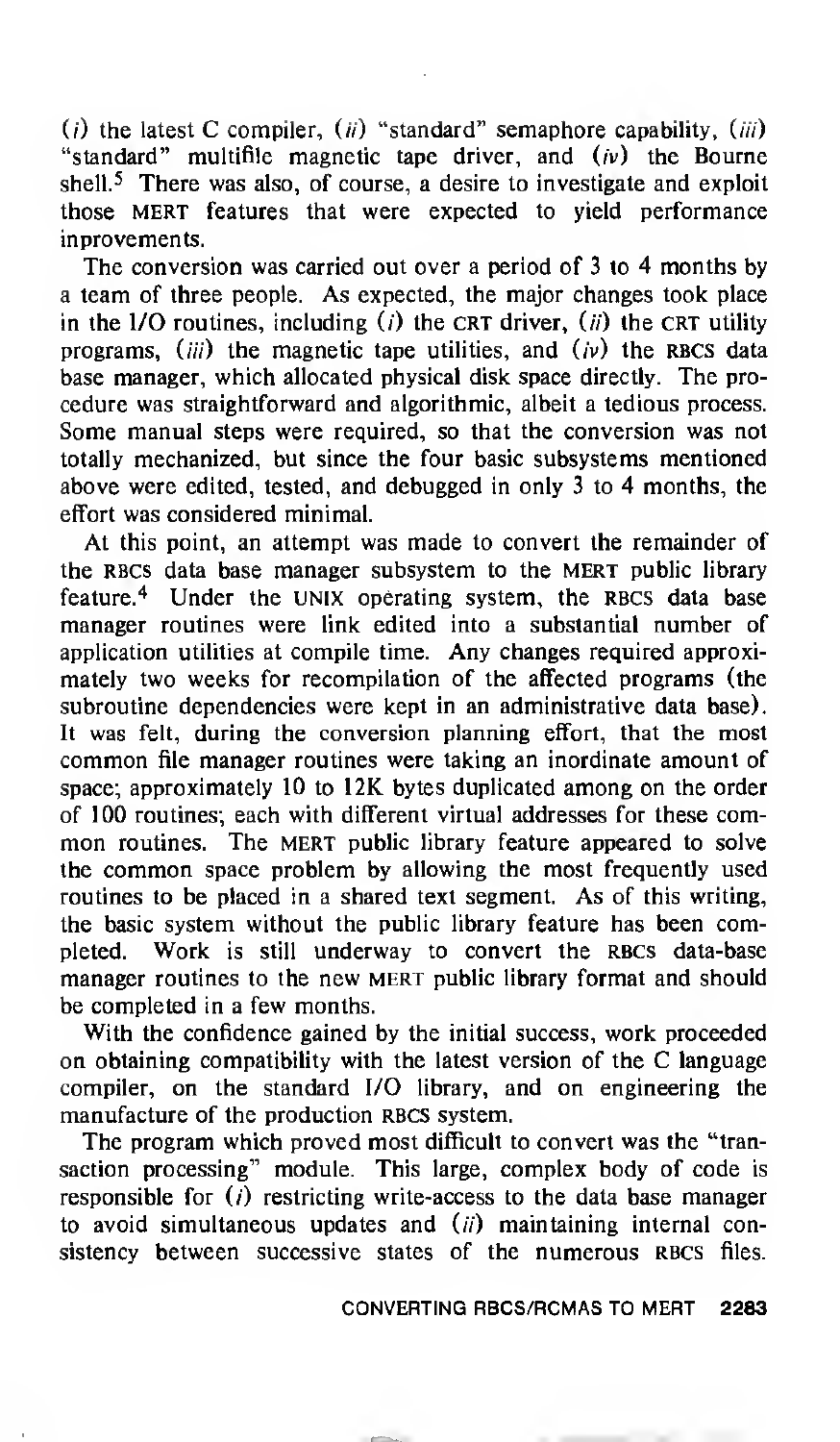(*i*) the latest C compiler, (*ii*) "standard" semaphore capability, (*iii*) "standard" multifile magnetic tape driver, and (*iv*) the Bourne shell.[5] There was also, of course, a desire to investigate and exploit those MERT features that were expected to yield performance improvements.

The conversion was carried out over a period of 3 to 4 months by a team of three people. As expected, the major changes took place in the I/O routines, including (*i*) the CRT driver, (*ii*) the CRT utility programs, (*iii*) the magnetic tape utilities, and (*iv*) the RBCS data base manager, which allocated physical disk space directly. The procedure was straightforward and algorithmic, albeit a tedious process. Some manual steps were required, so that the conversion was not totally mechanized, but since the four basic subsystems mentioned above were edited, tested, and debugged in only 3 to 4 months, the effort was considered minimal.

At this point, an attempt was made to convert the remainder of the RBCS data base manager subsystem to the MERT public library feature.[4] Under the UNIX operating system, the RBCS data base manager routines were link edited into a substantial number of application utilities at compile time. Any changes required approximately two weeks for recompilation of the affected programs (the subroutine dependencies were kept in an administrative data base). It was felt, during the conversion planning effort, that the most common file manager routines were taking an inordinate amount of space; approximately 10 to 12K bytes duplicated among on the order of 100 routines; each with different virtual addresses for these common routines. The MERT public library feature appeared to solve the common space problem by allowing the most frequently used routines to be placed in a shared text segment. As of this writing, the basic system without the public library feature has been completed. Work is still underway to convert the RBCS data-base manager routines to the new MERT public library format and should be completed in a few months.

With the confidence gained by the initial success, work proceeded on obtaining compatibility with the latest version of the C language compiler, on the standard I/O library, and on engineering the manufacture of the production RBCS system.

The program which proved most difficult to convert was the "transaction processing" module. This large, complex body of code is responsible for (*i*) restricting write-access to the data base manager to avoid simultaneous updates and (*ii*) maintaining internal consistency between successive states of the numerous RBCS files.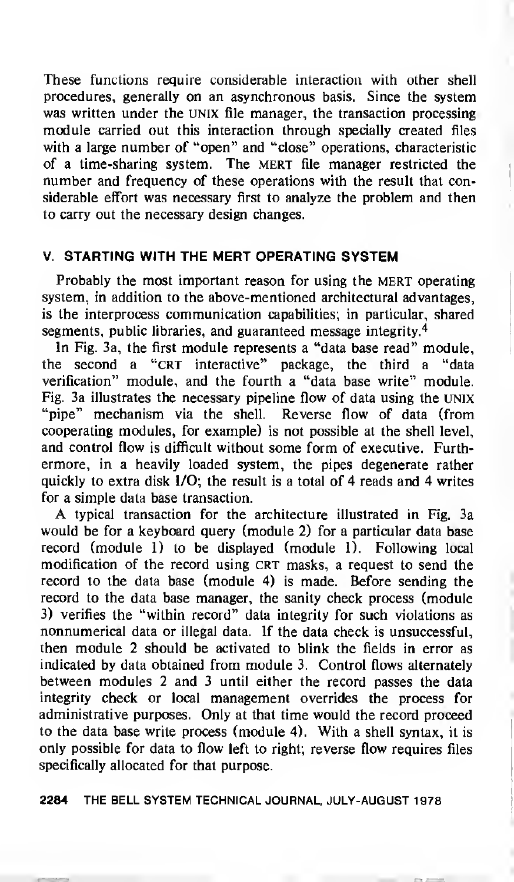These functions require considerable interaction with other shell procedures, generally on an asynchronous basis. Since the system was written under the UNIX file manager, the transaction processing module carried out this interaction through specially created files with a large number of "open" and "close" operations, characteristic of a time-sharing system. The MERT file manager restricted the number and frequency of these operations with the result that considerable effort was necessary first to analyze the problem and then to carry out the necessary design changes.

## V. STARTING WITH THE MERT OPERATING SYSTEM

Probably the most important reason for using the MERT operating system, in addition to the above-mentioned architectural advantages, is the interprocess communication capabilities; in particular, shared segments, public libraries, and guaranteed message integrity.[4]

In Fig. 3a, the first module represents a "data base read" module, the second a "CRT interactive" package, the third a "data verification" module, and the fourth a "data base write" module. Fig. 3a illustrates the necessary pipeline flow of data using the UNIX "pipe" mechanism via the shell. Reverse flow of data (from cooperating modules, for example) is not possible at the shell level, and control flow is difficult without some form of executive. Furthermore, in a heavily loaded system, the pipes degenerate rather quickly to extra disk I/O; the result is a total of 4 reads and 4 writes for a simple data base transaction.

A typical transaction for the architecture illustrated in Fig. 3a would be for a keyboard query (module 2) for a particular data base record (module 1) to be displayed (module 1). Following local modification of the record using CRT masks, a request to send the record to the data base (module 4) is made. Before sending the record to the data base manager, the sanity check process (module 3) verifies the "within record" data integrity for such violations as nonnumerical data or illegal data. If the data check is unsuccessful, then module 2 should be activated to blink the fields in error as indicated by data obtained from module 3. Control flows alternately between modules 2 and 3 until either the record passes the data integrity check or local management overrides the process for administrative purposes. Only at that time would the record proceed to the data base write process (module 4). With a shell syntax, it is only possible for data to flow left to right; reverse flow requires files specifically allocated for that purpose.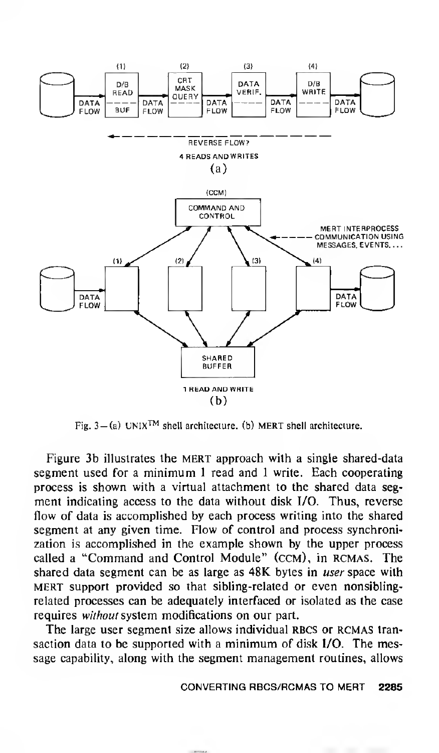Fig. 3—(a) UNIX™ shell architecture. (b) MERT shell architecture.

Figure 3b illustrates the MERT approach with a single shared-data segment used for a minimum 1 read and 1 write. Each cooperating process is shown with a virtual attachment to the shared data segment indicating access to the data without disk I/O. Thus, reverse flow of data is accomplished by each process writing into the shared segment at any given time. Flow of control and process synchronization is accomplished in the example shown by the upper process called a "Command and Control Module" (CCM), in RCMAS. The shared data segment can be as large as 48K bytes in *user* space with MERT support provided so that sibling-related or even nonsibling-related processes can be adequately interfaced or isolated as the case requires *without* system modifications on our part.

The large user segment size allows individual RBCS or RCMAS transaction data to be supported with a minimum of disk I/O. The message capability, along with the segment management routines, allows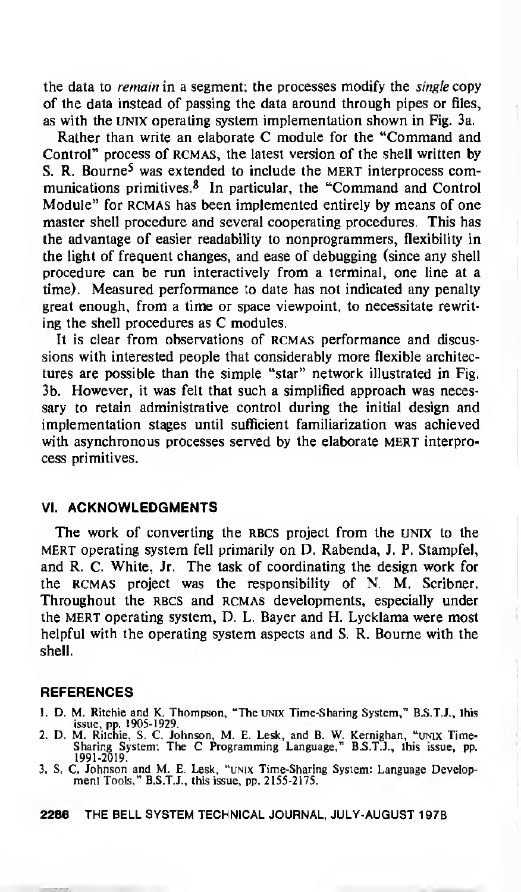the data to *remain* in a segment; the processes modify the *single* copy of the data instead of passing the data around through pipes or files, as with the UNIX operating system implementation shown in Fig. 3a.

Rather than write an elaborate C module for the "Command and Control" process of RCMAS, the latest version of the shell written by S. R. Bourne[5] was extended to include the MERT interprocess communications primitives.[8] In particular, the "Command and Control Module" for RCMAS has been implemented entirely by means of one master shell procedure and several cooperating procedures. This has the advantage of easier readability to nonprogrammers, flexibility in the light of frequent changes, and ease of debugging (since any shell procedure can be run interactively from a terminal, one line at a time). Measured performance to date has not indicated any penalty great enough, from a time or space viewpoint, to necessitate rewriting the shell procedures as C modules.

It is clear from observations of RCMAS performance and discussions with interested people that considerably more flexible architectures are possible than the simple "star" network illustrated in Fig. 3b. However, it was felt that such a simplified approach was necessary to retain administrative control during the initial design and implementation stages until sufficient familiarization was achieved with asynchronous processes served by the elaborate MERT interprocess primitives.

## VI. ACKNOWLEDGMENTS

The work of converting the RBCS project from the UNIX to the MERT operating system fell primarily on D. Rabenda, J. P. Stampfel, and R. C. White, Jr. The task of coordinating the design work for the RCMAS project was the responsibility of N. M. Scribner. Throughout the RBCS and RCMAS developments, especially under the MERT operating system, D. L. Bayer and H. Lycklama were most helpful with the operating system aspects and S. R. Bourne with the shell.

## REFERENCES

1. D. M. Ritchie and K. Thompson, "The UNIX Time-Sharing System," B.S.T.J., this issue, pp. 1905-1929.
2. D. M. Ritchie, S. C. Johnson, M. E. Lesk, and B. W. Kernighan, "UNIX Time-Sharing System: The C Programming Language," B.S.T.J., this issue, pp. 1991-2019.
3. S. C. Johnson and M. E. Lesk, "UNIX Time-Sharing System: Language Development Tools," B.S.T.J., this issue, pp. 2155-2175.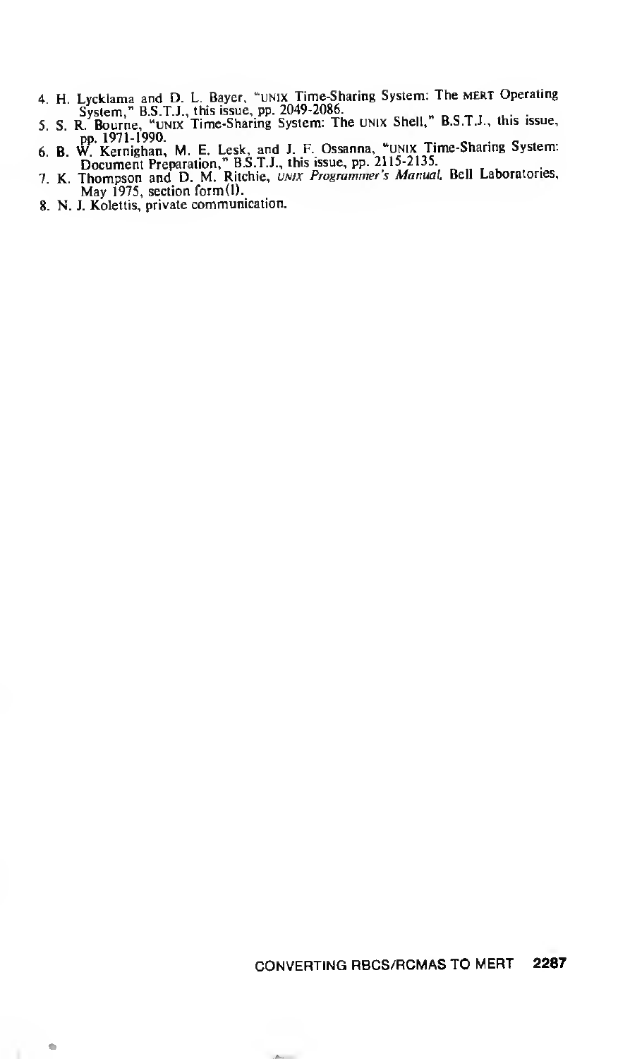4. H. Lycklama and D. L. Bayer, "UNIX Time-Sharing System: The MERT Operating System," B.S.T.J., this issue, pp. 2049-2086.
5. S. R. Bourne, "UNIX Time-Sharing System: The UNIX Shell," B.S.T.J., this issue, pp. 1971-1990.
6. B. W. Kernighan, M. E. Lesk, and J. F. Ossanna, "UNIX Time-Sharing System: Document Preparation," B.S.T.J., this issue, pp. 2115-2135.
7. K. Thompson and D. M. Ritchie, *UNIX Programmer's Manual*, Bell Laboratories, May 1975, section form(I).
8. N. J. Kolettis, private communication.